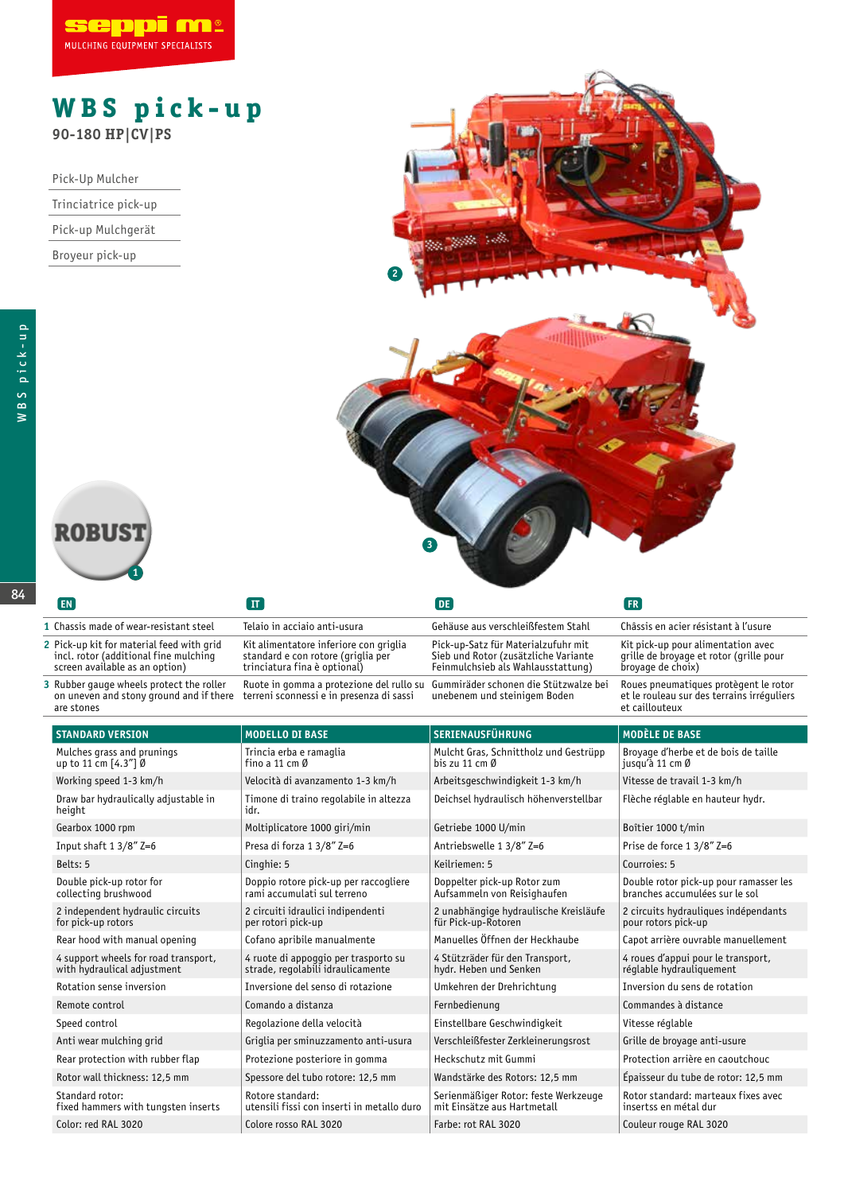# WBS pick-up

**90-180 HP|CV|PS**

- Pick-Up Mulcher
- Trinciatrice pick-up
- Pick-up Mulchgerät
- Broyeur pick-up

ROBUST

| | EN | IT | DE | FR |
|---|---|---|---|---|
| 1 | Chassis made of wear-resistant steel | Telaio in acciaio anti-usura | Gehäuse aus verschleißfestem Stahl | Châssis en acier résistant à l'usure |
| 2 | Pick-up kit for material feed with grid incl. rotor (additional fine mulching screen available as an option) | Kit alimentatore inferiore con griglia standard e con rotore (griglia per trinciatura fina è optional) | Pick-up-Satz für Materialzufuhr mit Sieb und Rotor (zusätzliche Variante Feinmulchsieb als Wahlausstattung) | Kit pick-up pour alimentation avec grille de broyage et rotor (grille pour broyage de choix) |
| 3 | Rubber gauge wheels protect the roller on uneven and stony ground and if there are stones | Ruote in gomma a protezione del rullo su terreni sconnessi e in presenza di sassi | Gummiräder schonen die Stützwalze bei unebenem und steinigem Boden | Roues pneumatiques protègent le rotor et le rouleau sur des terrains irréguliers et caillouteux |

| STANDARD VERSION | MODELLO DI BASE | SERIENAUSFÜHRUNG | MODÈLE DE BASE |
|---|---|---|---|
| Mulches grass and prunings up to 11 cm [4.3"] Ø | Trincia erba e ramaglia fino a 11 cm Ø | Mulcht Gras, Schnittholz und Gestrüpp bis zu 11 cm Ø | Broyage d'herbe et de bois de taille jusqu'à 11 cm Ø |
| Working speed 1-3 km/h | Velocità di avanzamento 1-3 km/h | Arbeitsgeschwindigkeit 1-3 km/h | Vitesse de travail 1-3 km/h |
| Draw bar hydraulically adjustable in height | Timone di traino regolabile in altezza idr. | Deichsel hydraulisch höhenverstellbar | Flèche réglable en hauteur hydr. |
| Gearbox 1000 rpm | Moltiplicatore 1000 giri/min | Getriebe 1000 U/min | Boîtier 1000 t/min |
| Input shaft 1 3/8" Z=6 | Presa di forza 1 3/8" Z=6 | Antriebswelle 1 3/8" Z=6 | Prise de force 1 3/8" Z=6 |
| Belts: 5 | Cinghie: 5 | Keilriemen: 5 | Courroies: 5 |
| Double pick-up rotor for collecting brushwood | Doppio rotore pick-up per raccogliere rami accumulati sul terreno | Doppelter pick-up Rotor zum Aufsammeln von Reisighaufen | Double rotor pick-up pour ramasser les branches accumulées sur le sol |
| 2 independent hydraulic circuits for pick-up rotors | 2 circuiti idraulici indipendenti per rotori pick-up | 2 unabhängige hydraulische Kreisläufe für Pick-up-Rotoren | 2 circuits hydrauliques indépendants pour rotors pick-up |
| Rear hood with manual opening | Cofano apribile manualmente | Manuelles Öffnen der Heckhaube | Capot arrière ouvrable manuellement |
| 4 support wheels for road transport, with hydraulical adjustment | 4 ruote di appoggio per trasporto su strade, regolabili idraulicamente | 4 Stützräder für den Transport, hydr. Heben und Senken | 4 roues d'appui pour le transport, réglable hydrauliquement |
| Rotation sense inversion | Inversione del senso di rotazione | Umkehren der Drehrichtung | Inversion du sens de rotation |
| Remote control | Comando a distanza | Fernbedienung | Commandes à distance |
| Speed control | Regolazione della velocità | Einstellbare Geschwindigkeit | Vitesse réglable |
| Anti wear mulching grid | Griglia per sminuzzamento anti-usura | Verschleißfester Zerkleinerungsrost | Grille de broyage anti-usure |
| Rear protection with rubber flap | Protezione posteriore in gomma | Heckschutz mit Gummi | Protection arrière en caoutchouc |
| Rotor wall thickness: 12,5 mm | Spessore del tubo rotore: 12,5 mm | Wandstärke des Rotors: 12,5 mm | Épaisseur du tube de rotor: 12,5 mm |
| Standard rotor: fixed hammers with tungsten inserts | Rotore standard: utensili fissi con inserti in metallo duro | Serienmäßiger Rotor: feste Werkzeuge mit Einsätze aus Hartmetall | Rotor standard: marteaux fixes avec insertss en métal dur |
| Color: red RAL 3020 | Colore rosso RAL 3020 | Farbe: rot RAL 3020 | Couleur rouge RAL 3020 |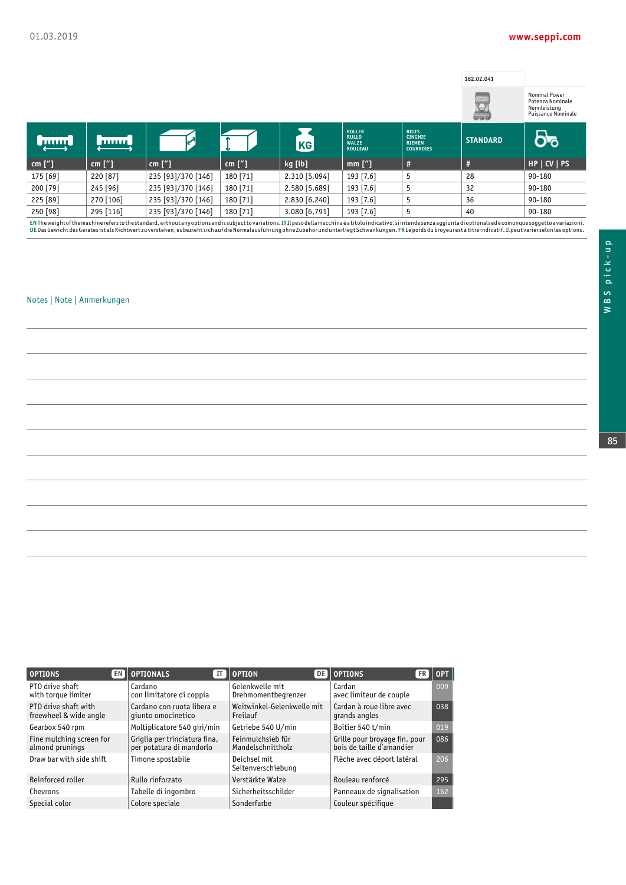| cm ["] | cm ["] | cm ["] | cm ["] | kg [lb] | ROLLER RULLO WALZE ROULEAU mm ["] | BELTS CINGHIE RIEMEN COURROIES # | STANDARD # | HP \| CV \| PS |
|---|---|---|---|---|---|---|---|---|
| 175 [69] | 220 [87] | 235 [93]/370 [146] | 180 [71] | 2.310 [5,094] | 193 [7.6] | 5 | 28 | 90-180 |
| 200 [79] | 245 [96] | 235 [93]/370 [146] | 180 [71] | 2.580 [5,689] | 193 [7.6] | 5 | 32 | 90-180 |
| 225 [89] | 270 [106] | 235 [93]/370 [146] | 180 [71] | 2.830 [6,240] | 193 [7.6] | 5 | 36 | 90-180 |
| 250 [98] | 295 [116] | 235 [93]/370 [146] | 180 [71] | 3.080 [6,791] | 193 [7.6] | 5 | 40 | 90-180 |

182.02.041 — Nominal Power / Potenza Nominale / Nennleistung / Puissance Nominale

**EN** The weight of the machine refers to the standard, without any options and is subject to variations. **IT** Il peso della macchina è a titolo indicativo, si intende senza aggiunta di optionals ed è comunque soggetto a variazioni. **DE** Das Gewicht des Gerätes ist als Richtwert zu verstehen, es bezieht sich auf die Normalausführung ohne Zubehör und unterliegt Schwankungen. **FR** Le poids du broyeur est à titre indicatif. Il peut varier selon les options.

Notes | Note | Anmerkungen

| OPTIONS EN | OPTIONALS IT | OPTION DE | OPTIONS FR | OPT |
|---|---|---|---|---|
| PTO drive shaft with torque limiter | Cardano con limitatore di coppia | Gelenkwelle mit Drehmomentbegrenzer | Cardan avec limiteur de couple | 009 |
| PTO drive shaft with freewheel & wide angle | Cardano con ruota libera e giunto omocinetico | Weitwinkel-Gelenkwelle mit Freilauf | Cardan à roue libre avec grands angles | 038 |
| Gearbox 540 rpm | Moltiplicatore 540 giri/min | Getriebe 540 U/min | Boîtier 540 t/min | 019 |
| Fine mulching screen for almond prunings | Griglia per trinciatura fina, per potatura di mandorlo | Feinmulchsieb für Mandelschnittholz | Grille pour broyage fin, pour bois de taille d'amandier | 086 |
| Draw bar with side shift | Timone spostabile | Deichsel mit Seitenverschiebung | Flèche avec déport latéral | 206 |
| Reinforced roller | Rullo rinforzato | Verstärkte Walze | Rouleau renforcé | 295 |
| Chevrons | Tabelle di ingombro | Sicherheitsschilder | Panneaux de signalisation | 162 |
| Special color | Colore speciale | Sonderfarbe | Couleur spécifique | |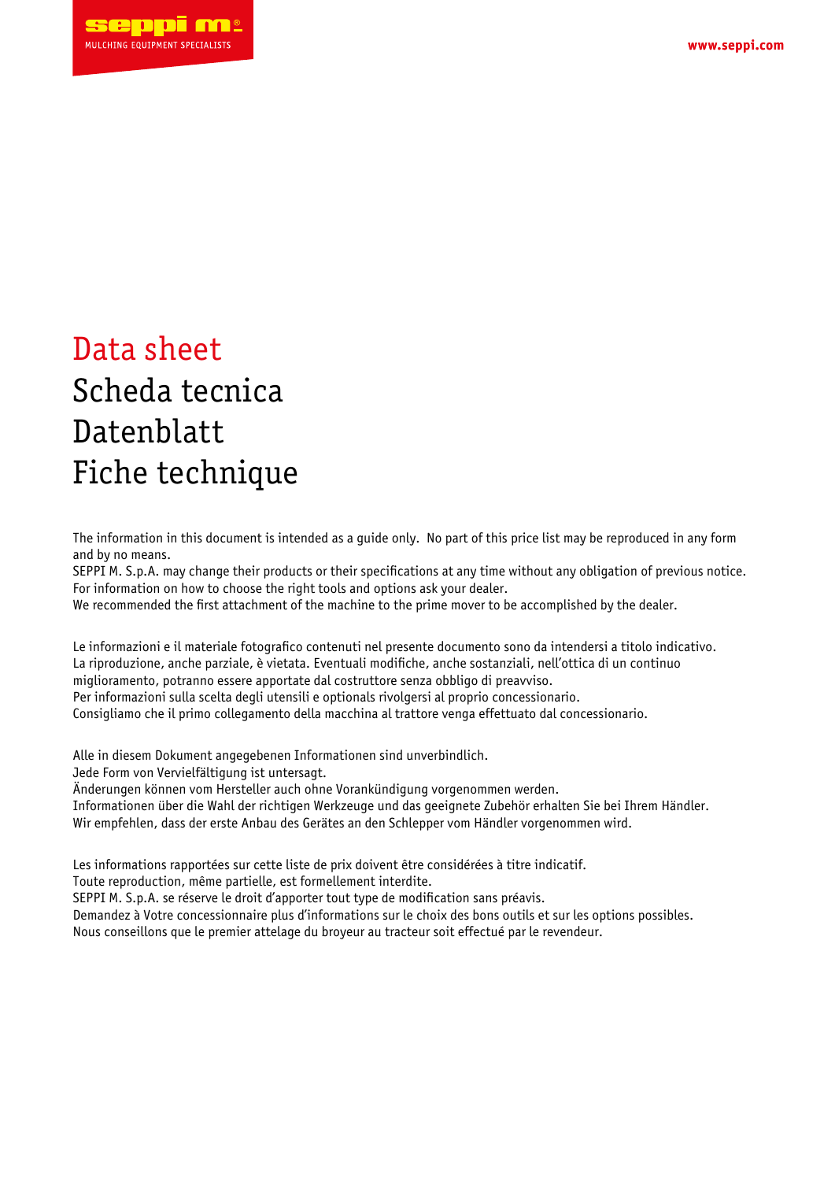seppi m.
MULCHING EQUIPMENT SPECIALISTS

www.seppi.com

# Data sheet
# Scheda tecnica
# Datenblatt
# Fiche technique

The information in this document is intended as a guide only. No part of this price list may be reproduced in any form and by no means.
SEPPI M. S.p.A. may change their products or their specifications at any time without any obligation of previous notice.
For information on how to choose the right tools and options ask your dealer.
We recommended the first attachment of the machine to the prime mover to be accomplished by the dealer.

Le informazioni e il materiale fotografico contenuti nel presente documento sono da intendersi a titolo indicativo.
La riproduzione, anche parziale, è vietata. Eventuali modifiche, anche sostanziali, nell'ottica di un continuo miglioramento, potranno essere apportate dal costruttore senza obbligo di preavviso.
Per informazioni sulla scelta degli utensili e optionals rivolgersi al proprio concessionario.
Consigliamo che il primo collegamento della macchina al trattore venga effettuato dal concessionario.

Alle in diesem Dokument angegebenen Informationen sind unverbindlich.
Jede Form von Vervielfältigung ist untersagt.
Änderungen können vom Hersteller auch ohne Vorankündigung vorgenommen werden.
Informationen über die Wahl der richtigen Werkzeuge und das geeignete Zubehör erhalten Sie bei Ihrem Händler.
Wir empfehlen, dass der erste Anbau des Gerätes an den Schlepper vom Händler vorgenommen wird.

Les informations rapportées sur cette liste de prix doivent être considérées à titre indicatif.
Toute reproduction, même partielle, est formellement interdite.
SEPPI M. S.p.A. se réserve le droit d'apporter tout type de modification sans préavis.
Demandez à Votre concessionnaire plus d'informations sur le choix des bons outils et sur les options possibles.
Nous conseillons que le premier attelage du broyeur au tracteur soit effectué par le revendeur.